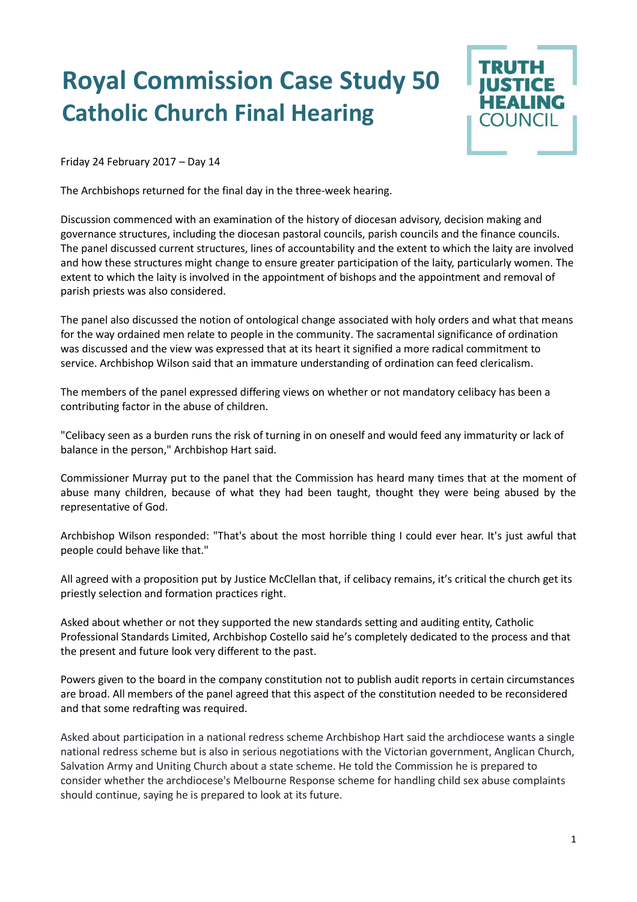# Royal Commission Case Study 50
## Catholic Church Final Hearing

TRUTH JUSTICE HEALING COUNCIL

Friday 24 February 2017 – Day 14

The Archbishops returned for the final day in the three-week hearing.

Discussion commenced with an examination of the history of diocesan advisory, decision making and governance structures, including the diocesan pastoral councils, parish councils and the finance councils. The panel discussed current structures, lines of accountability and the extent to which the laity are involved and how these structures might change to ensure greater participation of the laity, particularly women. The extent to which the laity is involved in the appointment of bishops and the appointment and removal of parish priests was also considered.

The panel also discussed the notion of ontological change associated with holy orders and what that means for the way ordained men relate to people in the community. The sacramental significance of ordination was discussed and the view was expressed that at its heart it signified a more radical commitment to service. Archbishop Wilson said that an immature understanding of ordination can feed clericalism.

The members of the panel expressed differing views on whether or not mandatory celibacy has been a contributing factor in the abuse of children.

"Celibacy seen as a burden runs the risk of turning in on oneself and would feed any immaturity or lack of balance in the person," Archbishop Hart said.

Commissioner Murray put to the panel that the Commission has heard many times that at the moment of abuse many children, because of what they had been taught, thought they were being abused by the representative of God.

Archbishop Wilson responded: "That's about the most horrible thing I could ever hear. It's just awful that people could behave like that."

All agreed with a proposition put by Justice McClellan that, if celibacy remains, it's critical the church get its priestly selection and formation practices right.

Asked about whether or not they supported the new standards setting and auditing entity, Catholic Professional Standards Limited, Archbishop Costello said he's completely dedicated to the process and that the present and future look very different to the past.

Powers given to the board in the company constitution not to publish audit reports in certain circumstances are broad. All members of the panel agreed that this aspect of the constitution needed to be reconsidered and that some redrafting was required.

Asked about participation in a national redress scheme Archbishop Hart said the archdiocese wants a single national redress scheme but is also in serious negotiations with the Victorian government, Anglican Church, Salvation Army and Uniting Church about a state scheme. He told the Commission he is prepared to consider whether the archdiocese's Melbourne Response scheme for handling child sex abuse complaints should continue, saying he is prepared to look at its future.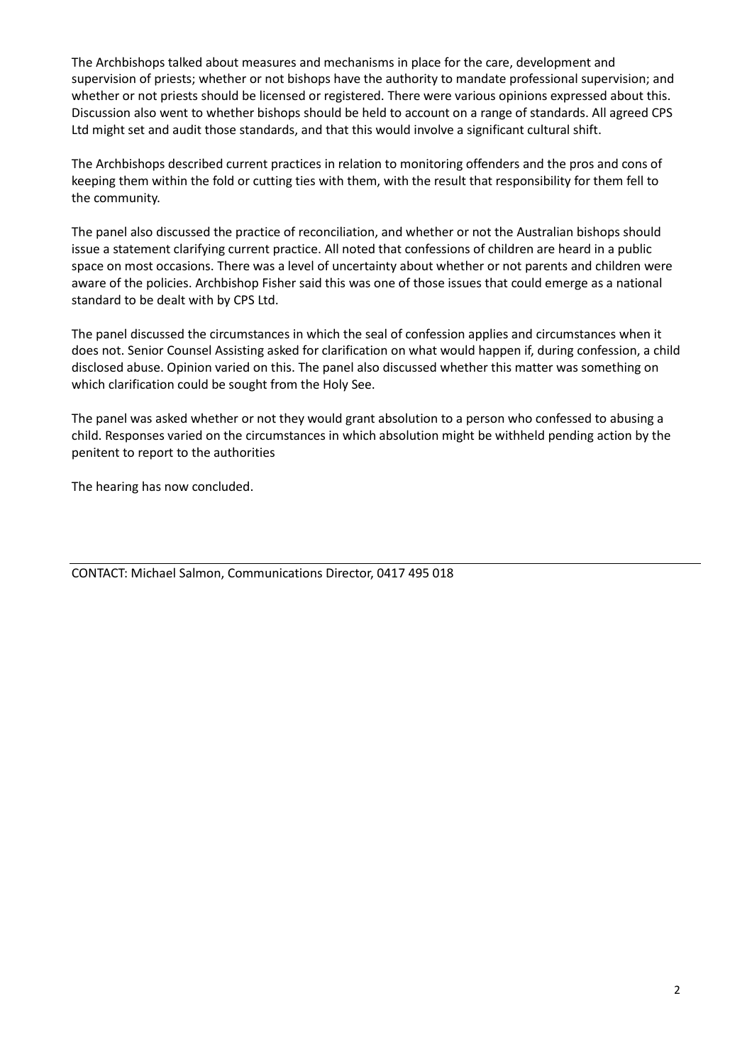The Archbishops talked about measures and mechanisms in place for the care, development and supervision of priests; whether or not bishops have the authority to mandate professional supervision; and whether or not priests should be licensed or registered. There were various opinions expressed about this. Discussion also went to whether bishops should be held to account on a range of standards. All agreed CPS Ltd might set and audit those standards, and that this would involve a significant cultural shift.

The Archbishops described current practices in relation to monitoring offenders and the pros and cons of keeping them within the fold or cutting ties with them, with the result that responsibility for them fell to the community.

The panel also discussed the practice of reconciliation, and whether or not the Australian bishops should issue a statement clarifying current practice. All noted that confessions of children are heard in a public space on most occasions. There was a level of uncertainty about whether or not parents and children were aware of the policies. Archbishop Fisher said this was one of those issues that could emerge as a national standard to be dealt with by CPS Ltd.

The panel discussed the circumstances in which the seal of confession applies and circumstances when it does not. Senior Counsel Assisting asked for clarification on what would happen if, during confession, a child disclosed abuse. Opinion varied on this. The panel also discussed whether this matter was something on which clarification could be sought from the Holy See.

The panel was asked whether or not they would grant absolution to a person who confessed to abusing a child. Responses varied on the circumstances in which absolution might be withheld pending action by the penitent to report to the authorities

The hearing has now concluded.

---

CONTACT: Michael Salmon, Communications Director, 0417 495 018